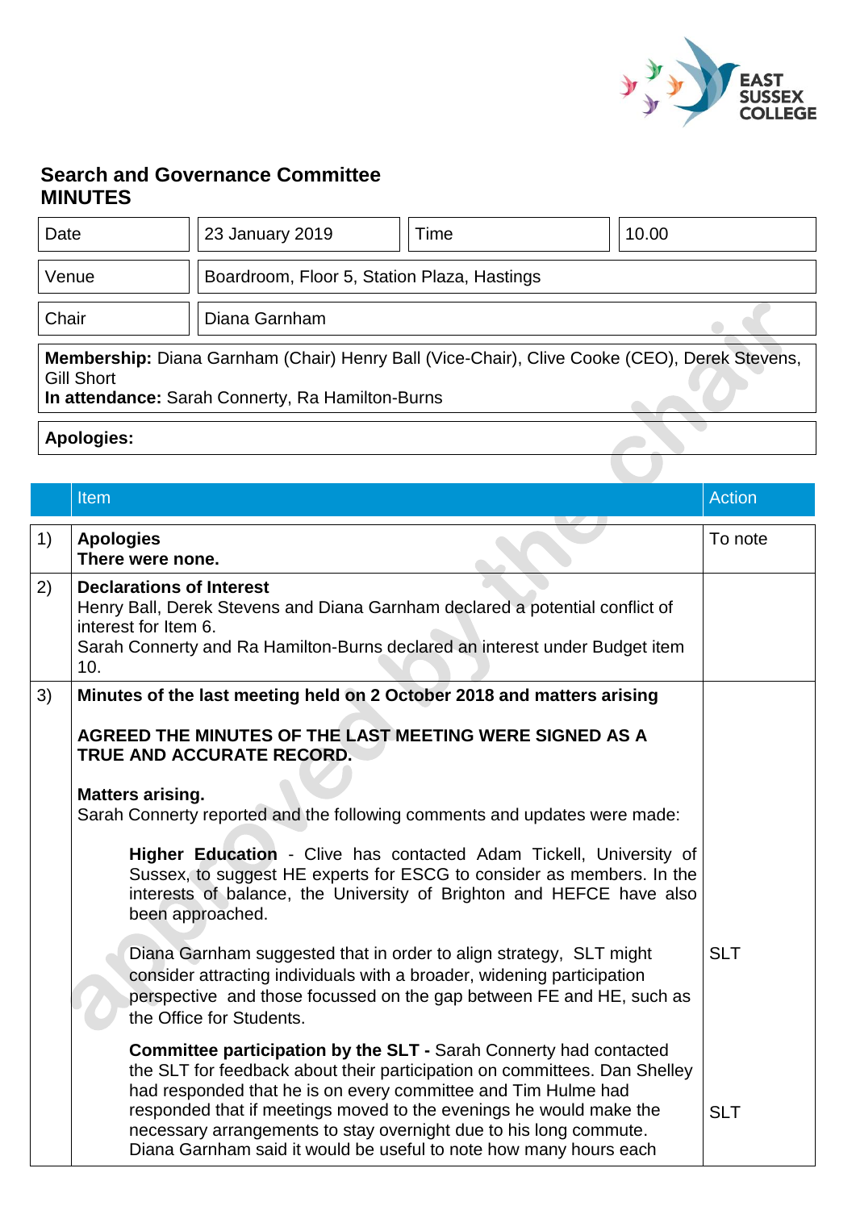EAST SUSSEX COLLEGE

# Search and Governance Committee
# MINUTES

| Date | 23 January 2019 | Time | 10.00 |
|---|---|---|---|
| Venue | Boardroom, Floor 5, Station Plaza, Hastings | | |
| Chair | Diana Garnham | | |

**Membership:** Diana Garnham (Chair) Henry Ball (Vice-Chair), Clive Cooke (CEO), Derek Stevens, Gill Short
**In attendance:** Sarah Connerty, Ra Hamilton-Burns

**Apologies:**

| | Item | Action |
|---|---|---|
| 1) | **Apologies**<br>**There were none.** | To note |
| 2) | **Declarations of Interest**<br>Henry Ball, Derek Stevens and Diana Garnham declared a potential conflict of interest for Item 6.<br>Sarah Connerty and Ra Hamilton-Burns declared an interest under Budget item 10. | |
| 3) | **Minutes of the last meeting held on 2 October 2018 and matters arising**<br><br>**AGREED THE MINUTES OF THE LAST MEETING WERE SIGNED AS A TRUE AND ACCURATE RECORD.**<br><br>**Matters arising.**<br>Sarah Connerty reported and the following comments and updates were made:<br><br>**Higher Education** - Clive has contacted Adam Tickell, University of Sussex, to suggest HE experts for ESCG to consider as members. In the interests of balance, the University of Brighton and HEFCE have also been approached.<br><br>Diana Garnham suggested that in order to align strategy, SLT might consider attracting individuals with a broader, widening participation perspective and those focussed on the gap between FE and HE, such as the Office for Students. | SLT |
| | **Committee participation by the SLT -** Sarah Connerty had contacted the SLT for feedback about their participation on committees. Dan Shelley had responded that he is on every committee and Tim Hulme had responded that if meetings moved to the evenings he would make the necessary arrangements to stay overnight due to his long commute. Diana Garnham said it would be useful to note how many hours each | SLT |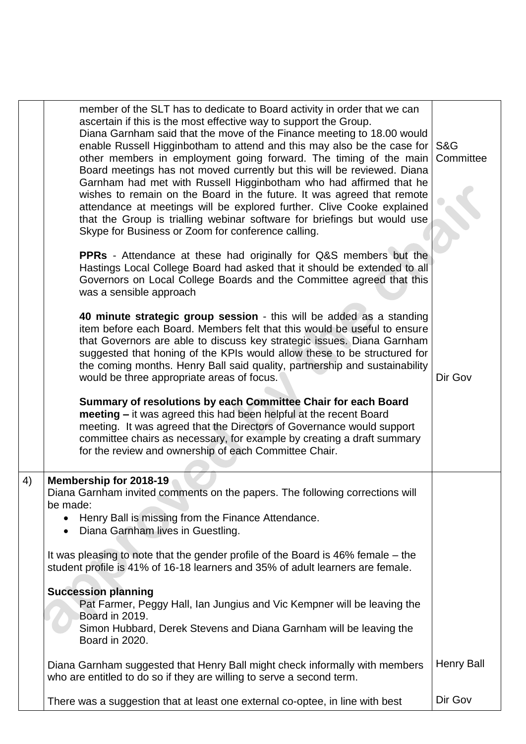| | | |
|---|---|---|
| | member of the SLT has to dedicate to Board activity in order that we can ascertain if this is the most effective way to support the Group.<br>Diana Garnham said that the move of the Finance meeting to 18.00 would enable Russell Higginbotham to attend and this may also be the case for other members in employment going forward. The timing of the main Board meetings has not moved currently but this will be reviewed. Diana Garnham had met with Russell Higginbotham who had affirmed that he wishes to remain on the Board in the future. It was agreed that remote attendance at meetings will be explored further. Clive Cooke explained that the Group is trialling webinar software for briefings but would use Skype for Business or Zoom for conference calling.<br><br>**PPRs** - Attendance at these had originally for Q&S members but the Hastings Local College Board had asked that it should be extended to all Governors on Local College Boards and the Committee agreed that this was a sensible approach<br><br>**40 minute strategic group session** - this will be added as a standing item before each Board. Members felt that this would be useful to ensure that Governors are able to discuss key strategic issues. Diana Garnham suggested that honing of the KPIs would allow these to be structured for the coming months. Henry Ball said quality, partnership and sustainability would be three appropriate areas of focus.<br><br>**Summary of resolutions by each Committee Chair for each Board meeting –** it was agreed this had been helpful at the recent Board meeting. It was agreed that the Directors of Governance would support committee chairs as necessary, for example by creating a draft summary for the review and ownership of each Committee Chair. | S&G Committee<br><br><br><br><br><br><br><br><br>Dir Gov |
| 4) | **Membership for 2018-19**<br>Diana Garnham invited comments on the papers. The following corrections will be made:<br>• Henry Ball is missing from the Finance Attendance.<br>• Diana Garnham lives in Guestling.<br><br>It was pleasing to note that the gender profile of the Board is 46% female – the student profile is 41% of 16-18 learners and 35% of adult learners are female.<br><br>**Succession planning**<br>Pat Farmer, Peggy Hall, Ian Jungius and Vic Kempner will be leaving the Board in 2019.<br>Simon Hubbard, Derek Stevens and Diana Garnham will be leaving the Board in 2020.<br><br>Diana Garnham suggested that Henry Ball might check informally with members who are entitled to do so if they are willing to serve a second term.<br><br>There was a suggestion that at least one external co-optee, in line with best | <br><br><br><br><br><br><br><br><br><br><br>Henry Ball<br><br>Dir Gov |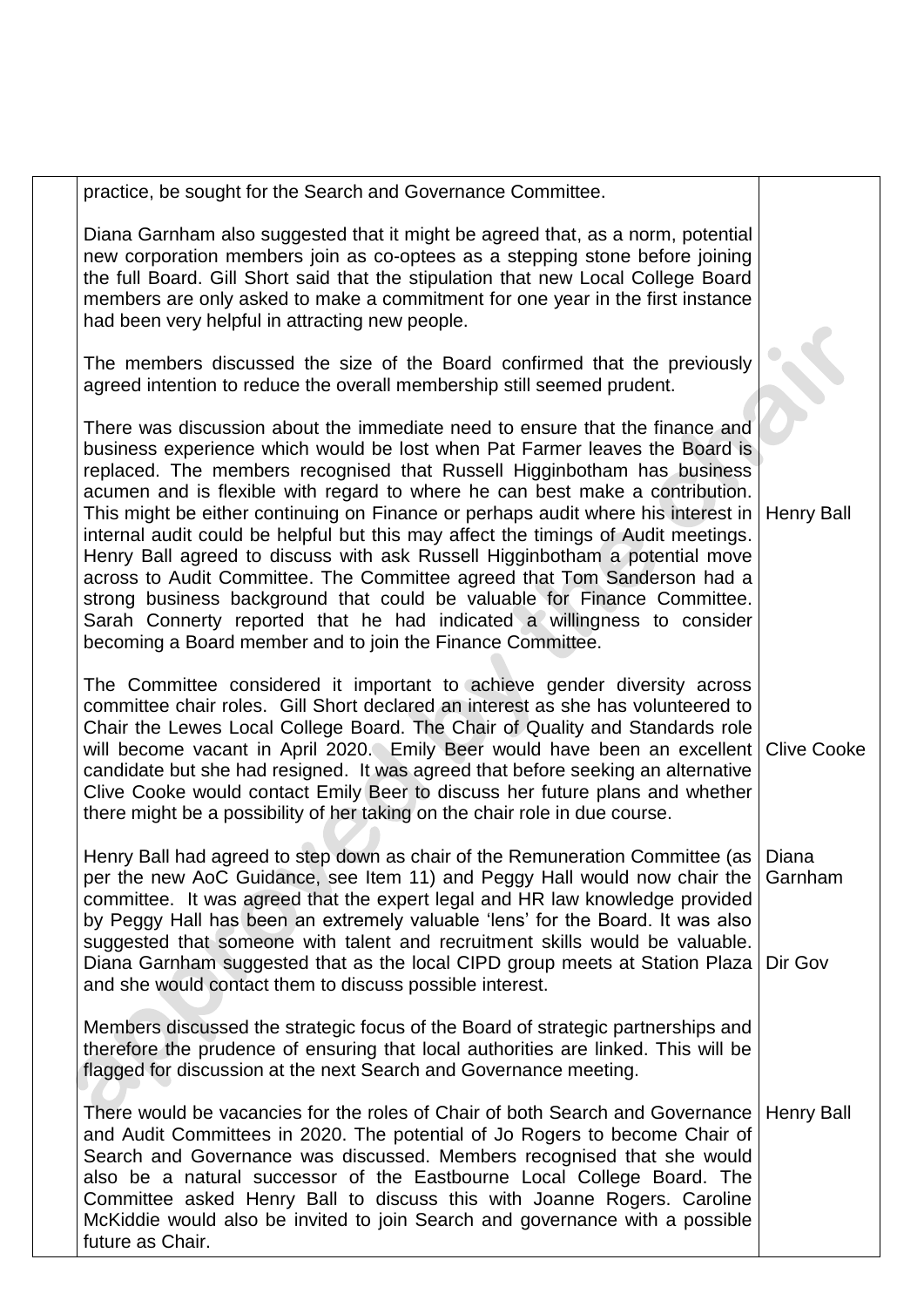| | | |
|---|---|---|
| | practice, be sought for the Search and Governance Committee.<br><br>Diana Garnham also suggested that it might be agreed that, as a norm, potential new corporation members join as co-optees as a stepping stone before joining the full Board. Gill Short said that the stipulation that new Local College Board members are only asked to make a commitment for one year in the first instance had been very helpful in attracting new people.<br><br>The members discussed the size of the Board confirmed that the previously agreed intention to reduce the overall membership still seemed prudent.<br><br>There was discussion about the immediate need to ensure that the finance and business experience which would be lost when Pat Farmer leaves the Board is replaced. The members recognised that Russell Higginbotham has business acumen and is flexible with regard to where he can best make a contribution. This might be either continuing on Finance or perhaps audit where his interest in internal audit could be helpful but this may affect the timings of Audit meetings. Henry Ball agreed to discuss with ask Russell Higginbotham a potential move across to Audit Committee. The Committee agreed that Tom Sanderson had a strong business background that could be valuable for Finance Committee. Sarah Connerty reported that he had indicated a willingness to consider becoming a Board member and to join the Finance Committee. | Henry Ball |
| | The Committee considered it important to achieve gender diversity across committee chair roles. Gill Short declared an interest as she has volunteered to Chair the Lewes Local College Board. The Chair of Quality and Standards role will become vacant in April 2020. Emily Beer would have been an excellent candidate but she had resigned. It was agreed that before seeking an alternative Clive Cooke would contact Emily Beer to discuss her future plans and whether there might be a possibility of her taking on the chair role in due course. | Clive Cooke |
| | Henry Ball had agreed to step down as chair of the Remuneration Committee (as per the new AoC Guidance, see Item 11) and Peggy Hall would now chair the committee. It was agreed that the expert legal and HR law knowledge provided by Peggy Hall has been an extremely valuable 'lens' for the Board. It was also suggested that someone with talent and recruitment skills would be valuable. Diana Garnham suggested that as the local CIPD group meets at Station Plaza and she would contact them to discuss possible interest. | Diana Garnham<br><br>Dir Gov |
| | Members discussed the strategic focus of the Board of strategic partnerships and therefore the prudence of ensuring that local authorities are linked. This will be flagged for discussion at the next Search and Governance meeting. | |
| | There would be vacancies for the roles of Chair of both Search and Governance and Audit Committees in 2020. The potential of Jo Rogers to become Chair of Search and Governance was discussed. Members recognised that she would also be a natural successor of the Eastbourne Local College Board. The Committee asked Henry Ball to discuss this with Joanne Rogers. Caroline McKiddie would also be invited to join Search and governance with a possible future as Chair. | Henry Ball |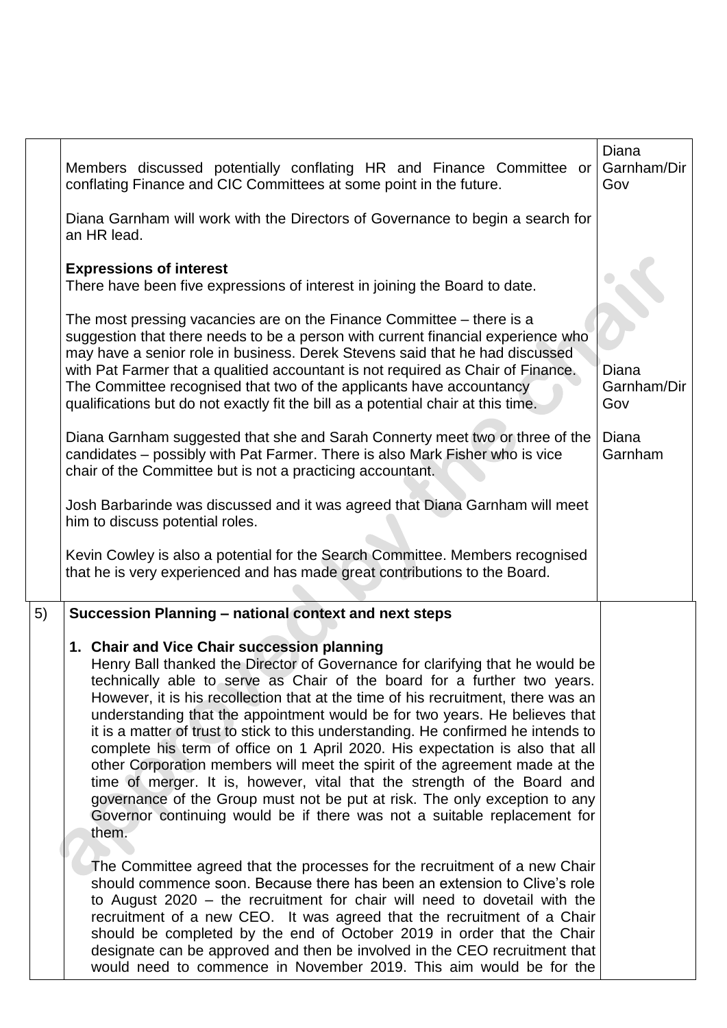| | | |
|---|---|---|
| | Members discussed potentially conflating HR and Finance Committee or conflating Finance and CIC Committees at some point in the future.<br><br>Diana Garnham will work with the Directors of Governance to begin a search for an HR lead.<br><br>**Expressions of interest**<br>There have been five expressions of interest in joining the Board to date.<br><br>The most pressing vacancies are on the Finance Committee – there is a suggestion that there needs to be a person with current financial experience who may have a senior role in business. Derek Stevens said that he had discussed with Pat Farmer that a qualitied accountant is not required as Chair of Finance. The Committee recognised that two of the applicants have accountancy qualifications but do not exactly fit the bill as a potential chair at this time.<br><br>Diana Garnham suggested that she and Sarah Connerty meet two or three of the candidates – possibly with Pat Farmer. There is also Mark Fisher who is vice chair of the Committee but is not a practicing accountant.<br><br>Josh Barbarinde was discussed and it was agreed that Diana Garnham will meet him to discuss potential roles.<br><br>Kevin Cowley is also a potential for the Search Committee. Members recognised that he is very experienced and has made great contributions to the Board. | Diana Garnham/Dir Gov<br><br><br><br><br><br><br>Diana Garnham/Dir Gov<br><br>Diana Garnham |
| 5) | **Succession Planning – national context and next steps**<br><br>1. **Chair and Vice Chair succession planning**<br>Henry Ball thanked the Director of Governance for clarifying that he would be technically able to serve as Chair of the board for a further two years. However, it is his recollection that at the time of his recruitment, there was an understanding that the appointment would be for two years. He believes that it is a matter of trust to stick to this understanding. He confirmed he intends to complete his term of office on 1 April 2020. His expectation is also that all other Corporation members will meet the spirit of the agreement made at the time of merger. It is, however, vital that the strength of the Board and governance of the Group must not be put at risk. The only exception to any Governor continuing would be if there was not a suitable replacement for them.<br><br>The Committee agreed that the processes for the recruitment of a new Chair should commence soon. Because there has been an extension to Clive's role to August 2020 – the recruitment for chair will need to dovetail with the recruitment of a new CEO. It was agreed that the recruitment of a Chair should be completed by the end of October 2019 in order that the Chair designate can be approved and then be involved in the CEO recruitment that would need to commence in November 2019. This aim would be for the | |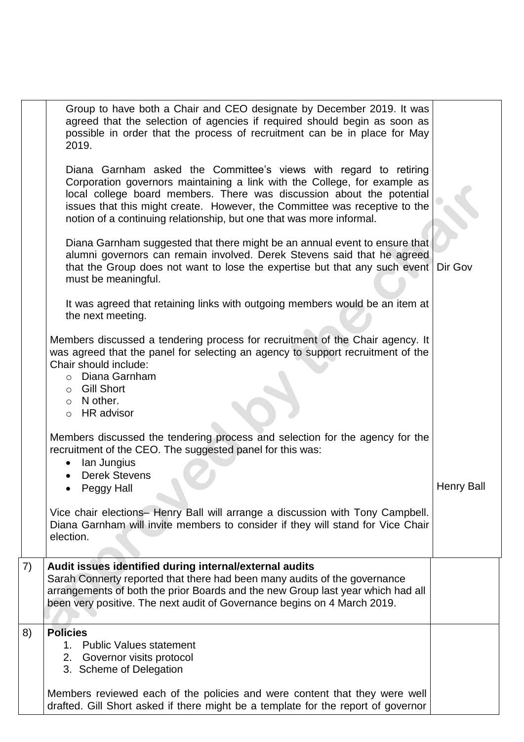| | | |
|---|---|---|
| | Group to have both a Chair and CEO designate by December 2019. It was agreed that the selection of agencies if required should begin as soon as possible in order that the process of recruitment can be in place for May 2019.<br><br>Diana Garnham asked the Committee's views with regard to retiring Corporation governors maintaining a link with the College, for example as local college board members. There was discussion about the potential issues that this might create. However, the Committee was receptive to the notion of a continuing relationship, but one that was more informal.<br><br>Diana Garnham suggested that there might be an annual event to ensure that alumni governors can remain involved. Derek Stevens said that he agreed that the Group does not want to lose the expertise but that any such event must be meaningful.<br><br>It was agreed that retaining links with outgoing members would be an item at the next meeting.<br><br>Members discussed a tendering process for recruitment of the Chair agency. It was agreed that the panel for selecting an agency to support recruitment of the Chair should include:<br>o Diana Garnham<br>o Gill Short<br>o N other.<br>o HR advisor<br><br>Members discussed the tendering process and selection for the agency for the recruitment of the CEO. The suggested panel for this was:<br>• Ian Jungius<br>• Derek Stevens<br>• Peggy Hall<br><br>Vice chair elections– Henry Ball will arrange a discussion with Tony Campbell. Diana Garnham will invite members to consider if they will stand for Vice Chair election. | Dir Gov<br><br>Henry Ball |
| 7) | **Audit issues identified during internal/external audits**<br>Sarah Connerty reported that there had been many audits of the governance arrangements of both the prior Boards and the new Group last year which had all been very positive. The next audit of Governance begins on 4 March 2019. | |
| 8) | **Policies**<br>1. Public Values statement<br>2. Governor visits protocol<br>3. Scheme of Delegation<br><br>Members reviewed each of the policies and were content that they were well drafted. Gill Short asked if there might be a template for the report of governor | |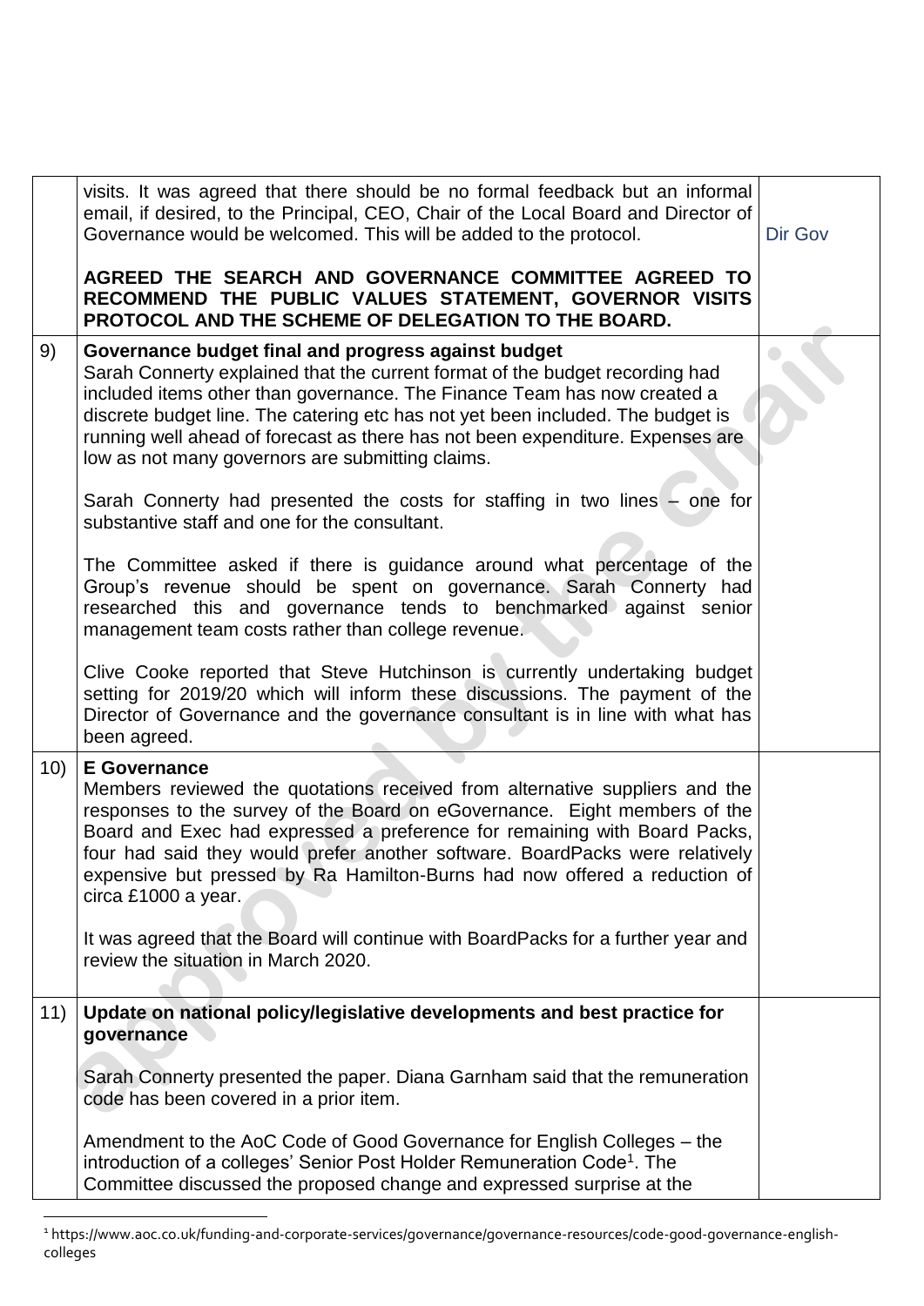| | | |
|---|---|---|
| | visits. It was agreed that there should be no formal feedback but an informal email, if desired, to the Principal, CEO, Chair of the Local Board and Director of Governance would be welcomed. This will be added to the protocol.<br><br>**AGREED THE SEARCH AND GOVERNANCE COMMITTEE AGREED TO RECOMMEND THE PUBLIC VALUES STATEMENT, GOVERNOR VISITS PROTOCOL AND THE SCHEME OF DELEGATION TO THE BOARD.** | Dir Gov |
| 9) | **Governance budget final and progress against budget**<br>Sarah Connerty explained that the current format of the budget recording had included items other than governance. The Finance Team has now created a discrete budget line. The catering etc has not yet been included. The budget is running well ahead of forecast as there has not been expenditure. Expenses are low as not many governors are submitting claims.<br><br>Sarah Connerty had presented the costs for staffing in two lines – one for substantive staff and one for the consultant.<br><br>The Committee asked if there is guidance around what percentage of the Group's revenue should be spent on governance. Sarah Connerty had researched this and governance tends to benchmarked against senior management team costs rather than college revenue.<br><br>Clive Cooke reported that Steve Hutchinson is currently undertaking budget setting for 2019/20 which will inform these discussions. The payment of the Director of Governance and the governance consultant is in line with what has been agreed. | |
| 10) | **E Governance**<br>Members reviewed the quotations received from alternative suppliers and the responses to the survey of the Board on eGovernance. Eight members of the Board and Exec had expressed a preference for remaining with Board Packs, four had said they would prefer another software. BoardPacks were relatively expensive but pressed by Ra Hamilton-Burns had now offered a reduction of circa £1000 a year.<br><br>It was agreed that the Board will continue with BoardPacks for a further year and review the situation in March 2020. | |
| 11) | **Update on national policy/legislative developments and best practice for governance**<br><br>Sarah Connerty presented the paper. Diana Garnham said that the remuneration code has been covered in a prior item.<br><br>Amendment to the AoC Code of Good Governance for English Colleges – the introduction of a colleges' Senior Post Holder Remuneration Code[1]. The Committee discussed the proposed change and expressed surprise at the | |

[1] https://www.aoc.co.uk/funding-and-corporate-services/governance/governance-resources/code-good-governance-english-colleges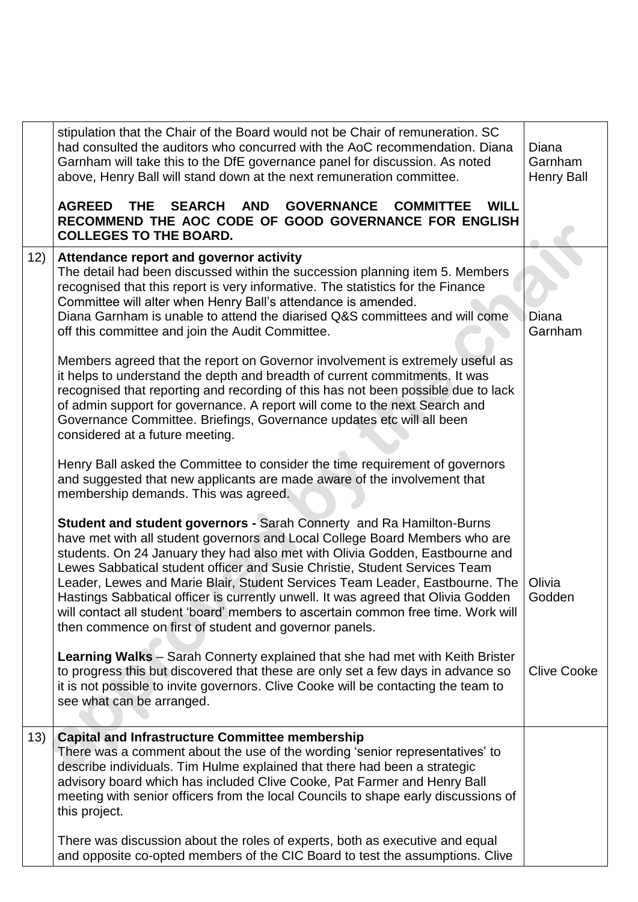| | | |
|---|---|---|
| | stipulation that the Chair of the Board would not be Chair of remuneration. SC had consulted the auditors who concurred with the AoC recommendation. Diana Garnham will take this to the DfE governance panel for discussion. As noted above, Henry Ball will stand down at the next remuneration committee.<br><br>**AGREED THE SEARCH AND GOVERNANCE COMMITTEE WILL RECOMMEND THE AOC CODE OF GOOD GOVERNANCE FOR ENGLISH COLLEGES TO THE BOARD.** | Diana Garnham<br>Henry Ball |
| 12) | **Attendance report and governor activity**<br>The detail had been discussed within the succession planning item 5. Members recognised that this report is very informative. The statistics for the Finance Committee will alter when Henry Ball's attendance is amended.<br>Diana Garnham is unable to attend the diarised Q&S committees and will come off this committee and join the Audit Committee.<br><br>Members agreed that the report on Governor involvement is extremely useful as it helps to understand the depth and breadth of current commitments. It was recognised that reporting and recording of this has not been possible due to lack of admin support for governance. A report will come to the next Search and Governance Committee. Briefings, Governance updates etc will all been considered at a future meeting.<br><br>Henry Ball asked the Committee to consider the time requirement of governors and suggested that new applicants are made aware of the involvement that membership demands. This was agreed.<br><br>**Student and student governors -** Sarah Connerty and Ra Hamilton-Burns have met with all student governors and Local College Board Members who are students. On 24 January they had also met with Olivia Godden, Eastbourne and Lewes Sabbatical student officer and Susie Christie, Student Services Team Leader, Lewes and Marie Blair, Student Services Team Leader, Eastbourne. The Hastings Sabbatical officer is currently unwell. It was agreed that Olivia Godden will contact all student 'board' members to ascertain common free time. Work will then commence on first of student and governor panels.<br><br>**Learning Walks** – Sarah Connerty explained that she had met with Keith Brister to progress this but discovered that these are only set a few days in advance so it is not possible to invite governors. Clive Cooke will be contacting the team to see what can be arranged. | Diana Garnham<br><br><br><br><br><br><br>Olivia Godden<br><br><br>Clive Cooke |
| 13) | **Capital and Infrastructure Committee membership**<br>There was a comment about the use of the wording 'senior representatives' to describe individuals. Tim Hulme explained that there had been a strategic advisory board which has included Clive Cooke, Pat Farmer and Henry Ball meeting with senior officers from the local Councils to shape early discussions of this project.<br><br>There was discussion about the roles of experts, both as executive and equal and opposite co-opted members of the CIC Board to test the assumptions. Clive | |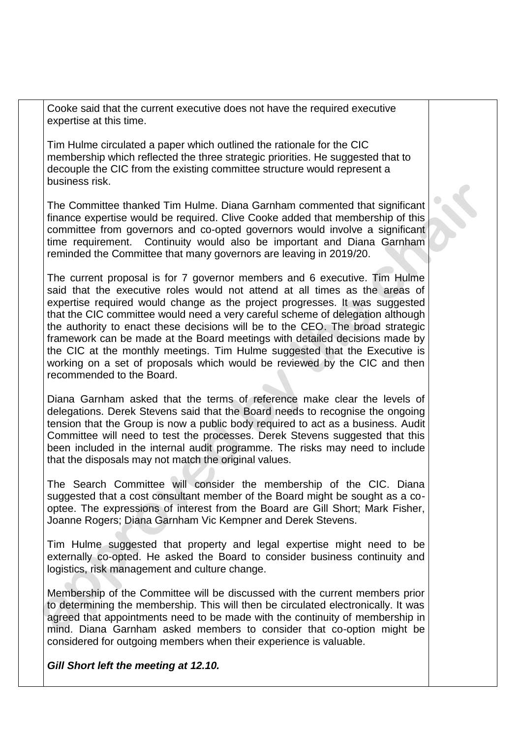Cooke said that the current executive does not have the required executive expertise at this time.

Tim Hulme circulated a paper which outlined the rationale for the CIC membership which reflected the three strategic priorities. He suggested that to decouple the CIC from the existing committee structure would represent a business risk.

The Committee thanked Tim Hulme. Diana Garnham commented that significant finance expertise would be required. Clive Cooke added that membership of this committee from governors and co-opted governors would involve a significant time requirement. Continuity would also be important and Diana Garnham reminded the Committee that many governors are leaving in 2019/20.

The current proposal is for 7 governor members and 6 executive. Tim Hulme said that the executive roles would not attend at all times as the areas of expertise required would change as the project progresses. It was suggested that the CIC committee would need a very careful scheme of delegation although the authority to enact these decisions will be to the CEO. The broad strategic framework can be made at the Board meetings with detailed decisions made by the CIC at the monthly meetings. Tim Hulme suggested that the Executive is working on a set of proposals which would be reviewed by the CIC and then recommended to the Board.

Diana Garnham asked that the terms of reference make clear the levels of delegations. Derek Stevens said that the Board needs to recognise the ongoing tension that the Group is now a public body required to act as a business. Audit Committee will need to test the processes. Derek Stevens suggested that this been included in the internal audit programme. The risks may need to include that the disposals may not match the original values.

The Search Committee will consider the membership of the CIC. Diana suggested that a cost consultant member of the Board might be sought as a co-optee. The expressions of interest from the Board are Gill Short; Mark Fisher, Joanne Rogers; Diana Garnham Vic Kempner and Derek Stevens.

Tim Hulme suggested that property and legal expertise might need to be externally co-opted. He asked the Board to consider business continuity and logistics, risk management and culture change.

Membership of the Committee will be discussed with the current members prior to determining the membership. This will then be circulated electronically. It was agreed that appointments need to be made with the continuity of membership in mind. Diana Garnham asked members to consider that co-option might be considered for outgoing members when their experience is valuable.

***Gill Short left the meeting at 12.10.***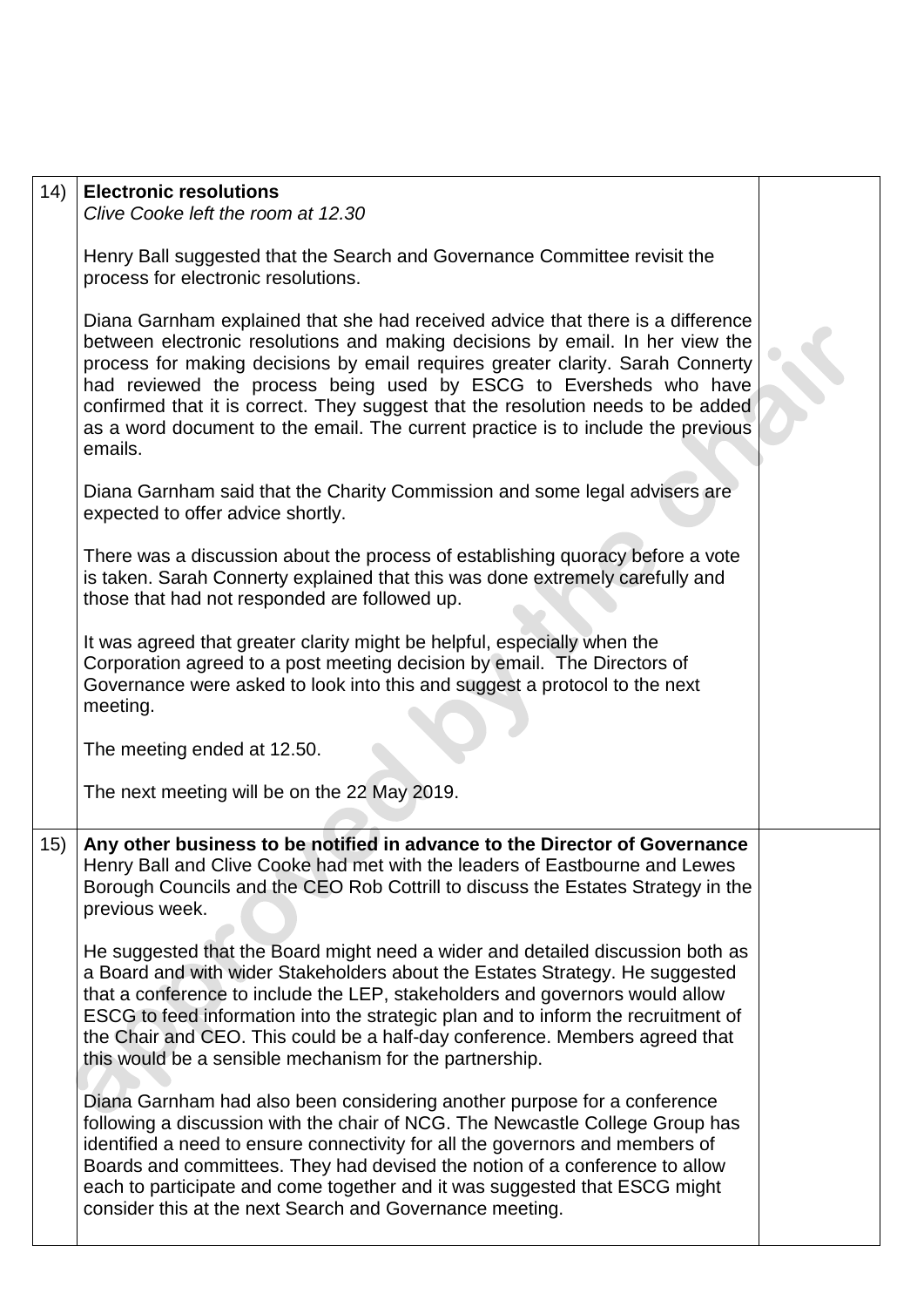| | | |
|---|---|---|
| 14) | **Electronic resolutions**<br>*Clive Cooke left the room at 12.30*<br><br>Henry Ball suggested that the Search and Governance Committee revisit the process for electronic resolutions.<br><br>Diana Garnham explained that she had received advice that there is a difference between electronic resolutions and making decisions by email. In her view the process for making decisions by email requires greater clarity. Sarah Connerty had reviewed the process being used by ESCG to Eversheds who have confirmed that it is correct. They suggest that the resolution needs to be added as a word document to the email. The current practice is to include the previous emails.<br><br>Diana Garnham said that the Charity Commission and some legal advisers are expected to offer advice shortly.<br><br>There was a discussion about the process of establishing quoracy before a vote is taken. Sarah Connerty explained that this was done extremely carefully and those that had not responded are followed up.<br><br>It was agreed that greater clarity might be helpful, especially when the Corporation agreed to a post meeting decision by email. The Directors of Governance were asked to look into this and suggest a protocol to the next meeting.<br><br>The meeting ended at 12.50.<br><br>The next meeting will be on the 22 May 2019. | |
| 15) | **Any other business to be notified in advance to the Director of Governance**<br>Henry Ball and Clive Cooke had met with the leaders of Eastbourne and Lewes Borough Councils and the CEO Rob Cottrill to discuss the Estates Strategy in the previous week.<br><br>He suggested that the Board might need a wider and detailed discussion both as a Board and with wider Stakeholders about the Estates Strategy. He suggested that a conference to include the LEP, stakeholders and governors would allow ESCG to feed information into the strategic plan and to inform the recruitment of the Chair and CEO. This could be a half-day conference. Members agreed that this would be a sensible mechanism for the partnership.<br><br>Diana Garnham had also been considering another purpose for a conference following a discussion with the chair of NCG. The Newcastle College Group has identified a need to ensure connectivity for all the governors and members of Boards and committees. They had devised the notion of a conference to allow each to participate and come together and it was suggested that ESCG might consider this at the next Search and Governance meeting. | |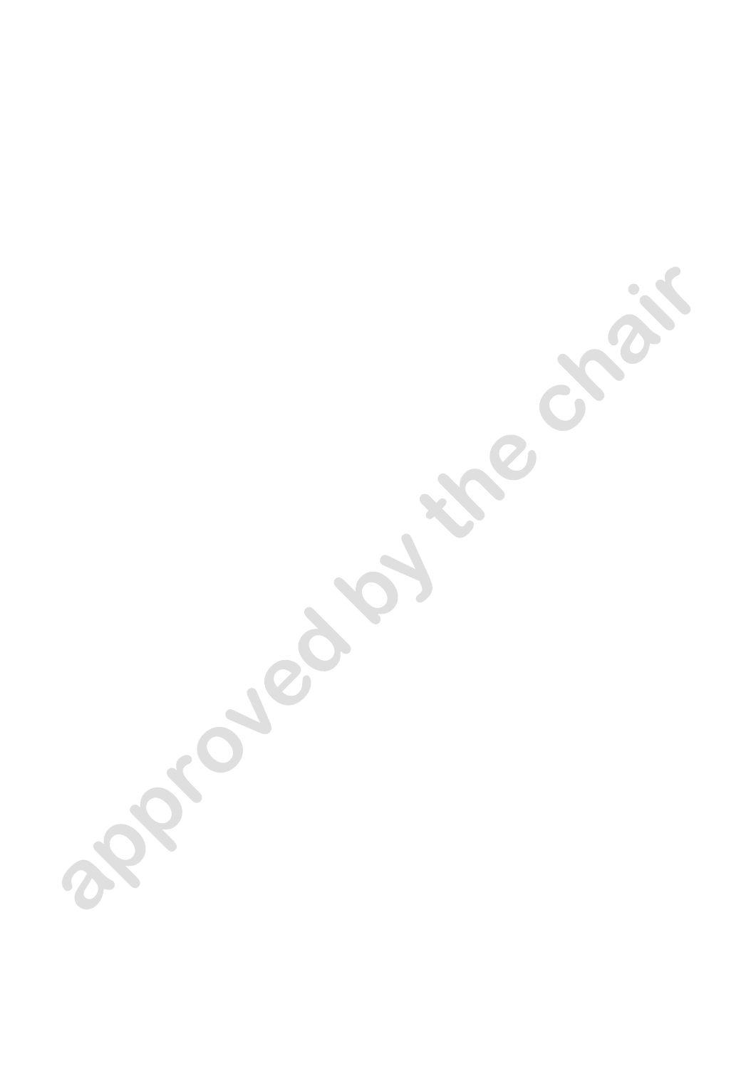approved by the chair